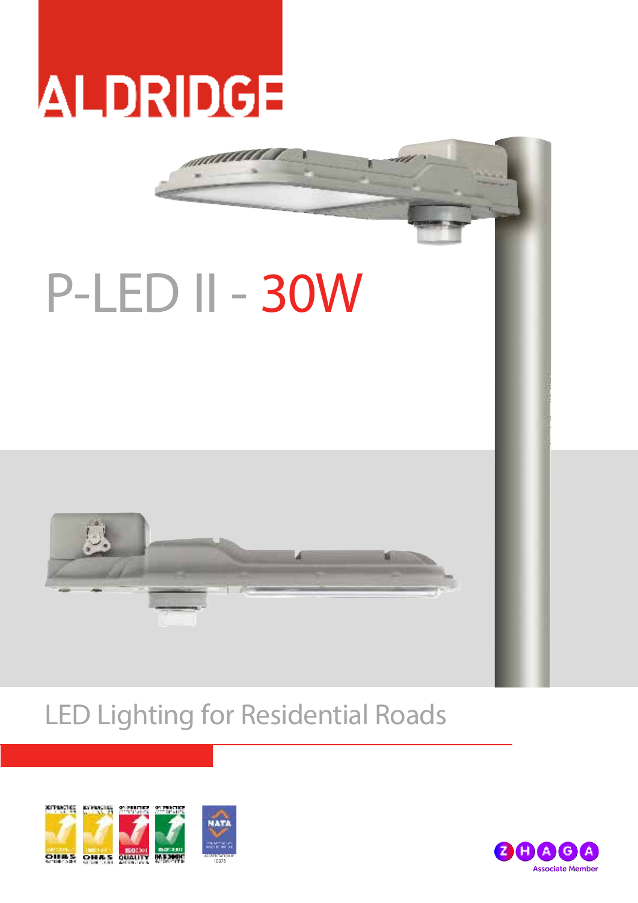# ALDRIDGE

# P-LED II - 30W

## LED Lighting for Residential Roads

ACCREDITATION No 10378

ZHAGA Associate Member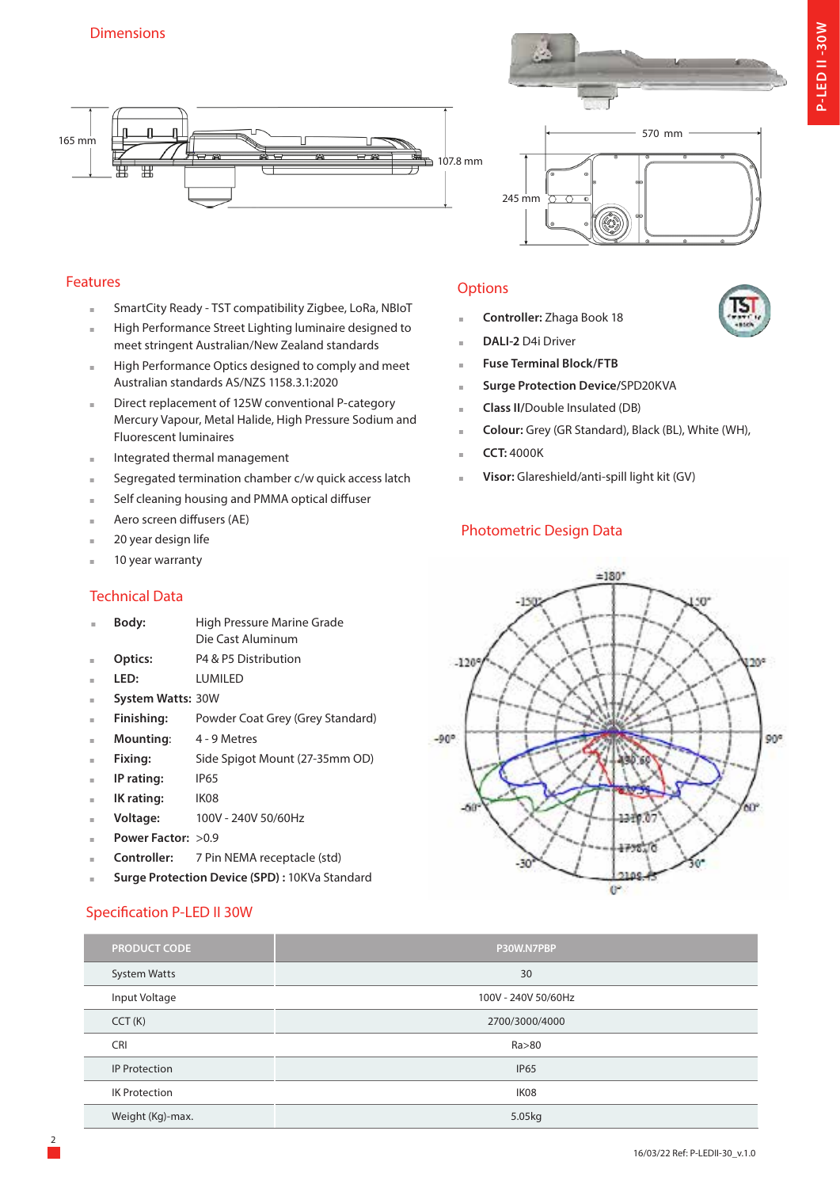## Dimensions

165 mm

107.8 mm

570 mm

245 mm

## Features

- SmartCity Ready - TST compatibility Zigbee, LoRa, NBIoT
- High Performance Street Lighting luminaire designed to meet stringent Australian/New Zealand standards
- High Performance Optics designed to comply and meet Australian standards AS/NZS 1158.3.1:2020
- Direct replacement of 125W conventional P-category Mercury Vapour, Metal Halide, High Pressure Sodium and Fluorescent luminaires
- Integrated thermal management
- Segregated termination chamber c/w quick access latch
- Self cleaning housing and PMMA optical diffuser
- Aero screen diffusers (AE)
- 20 year design life
- 10 year warranty

## Technical Data

- **Body:** High Pressure Marine Grade Die Cast Aluminum
- **Optics:** P4 & P5 Distribution
- **LED:** LUMILED
- **System Watts:** 30W
- **Finishing:** Powder Coat Grey (Grey Standard)
- **Mounting:** 4 - 9 Metres
- **Fixing:** Side Spigot Mount (27-35mm OD)
- **IP rating:** IP65
- **IK rating:** IK08
- **Voltage:** 100V - 240V 50/60Hz
- **Power Factor:** >0.9
- **Controller:** 7 Pin NEMA receptacle (std)
- **Surge Protection Device (SPD) :** 10KVa Standard

## Options

- **Controller:** Zhaga Book 18
- **DALI-2** D4i Driver
- **Fuse Terminal Block/FTB**
- **Surge Protection Device/**SPD20KVA
- **Class II/**Double Insulated (DB)
- **Colour:** Grey (GR Standard), Black (BL), White (WH),
- **CCT:** 4000K
- **Visor:** Glareshield/anti-spill light kit (GV)

## Photometric Design Data

±180°
-150°
150°
-120°
120°
-90°
90°
-60°
60°
-30°
30°
0°
430.60
1319.07
1758.10
2198.45

## Specification P-LED II 30W

| PRODUCT CODE | P30W.N7PBP |
|---|---|
| System Watts | 30 |
| Input Voltage | 100V - 240V 50/60Hz |
| CCT (K) | 2700/3000/4000 |
| CRI | Ra>80 |
| IP Protection | IP65 |
| IK Protection | IK08 |
| Weight (Kg)-max. | 5.05kg |

16/03/22 Ref: P-LEDII-30_v.1.0